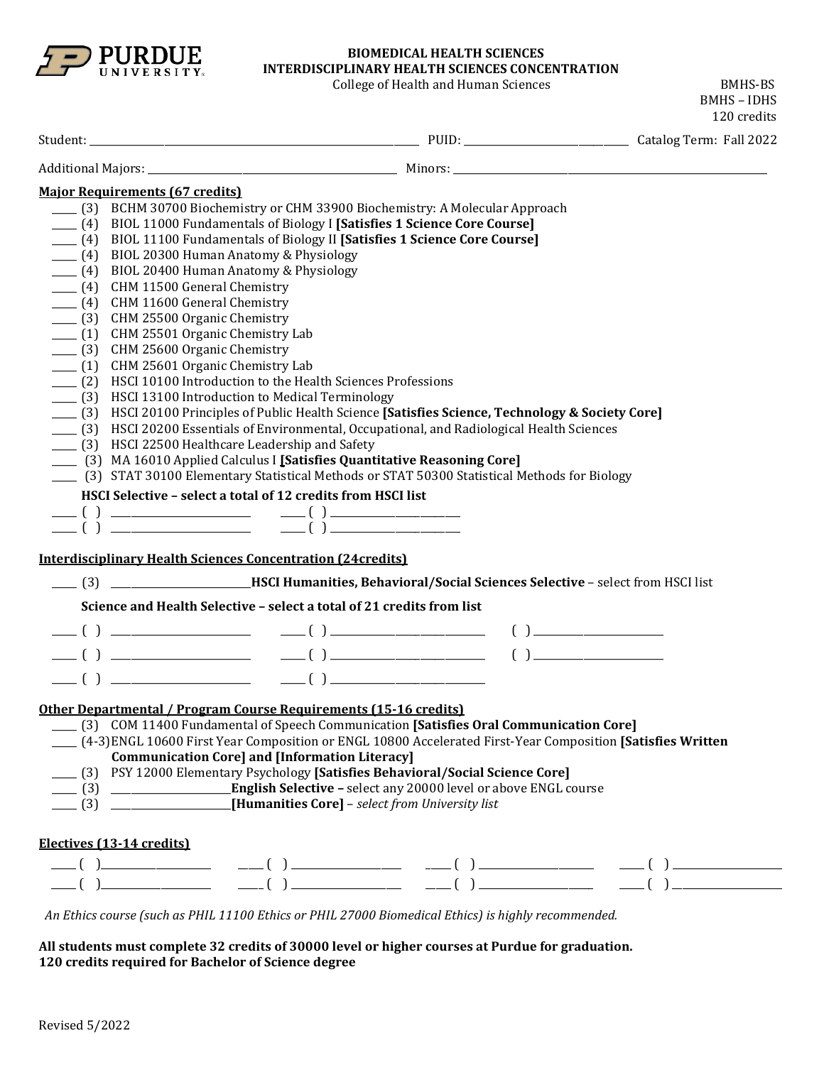PURDUE UNIVERSITY

**BIOMEDICAL HEALTH SCIENCES**
**INTERDISCIPLINARY HEALTH SCIENCES CONCENTRATION**
College of Health and Human Sciences

BMHS-BS
BMHS – IDHS
120 credits

Student: ______________________ PUID: ______________ Catalog Term: Fall 2022

Additional Majors: ______________________ Minors: ______________________

**Major Requirements (67 credits)**

- ____ (3) BCHM 30700 Biochemistry or CHM 33900 Biochemistry: A Molecular Approach
- ____ (4) BIOL 11000 Fundamentals of Biology I **[Satisfies 1 Science Core Course]**
- ____ (4) BIOL 11100 Fundamentals of Biology II **[Satisfies 1 Science Core Course]**
- ____ (4) BIOL 20300 Human Anatomy & Physiology
- ____ (4) BIOL 20400 Human Anatomy & Physiology
- ____ (4) CHM 11500 General Chemistry
- ____ (4) CHM 11600 General Chemistry
- ____ (3) CHM 25500 Organic Chemistry
- ____ (1) CHM 25501 Organic Chemistry Lab
- ____ (3) CHM 25600 Organic Chemistry
- ____ (1) CHM 25601 Organic Chemistry Lab
- ____ (2) HSCI 10100 Introduction to the Health Sciences Professions
- ____ (3) HSCI 13100 Introduction to Medical Terminology
- ____ (3) HSCI 20100 Principles of Public Health Science **[Satisfies Science, Technology & Society Core]**
- ____ (3) HSCI 20200 Essentials of Environmental, Occupational, and Radiological Health Sciences
- ____ (3) HSCI 22500 Healthcare Leadership and Safety
- ____ (3) MA 16010 Applied Calculus I **[Satisfies Quantitative Reasoning Core]**
- ____ (3) STAT 30100 Elementary Statistical Methods or STAT 50300 Statistical Methods for Biology

**HSCI Selective – select a total of 12 credits from HSCI list**

____ ( ) ______________ ____ ( ) ______________
____ ( ) ______________ ____ ( ) ______________

**Interdisciplinary Health Sciences Concentration (24credits)**

____ (3) ______________ **HSCI Humanities, Behavioral/Social Sciences Selective** – select from HSCI list

**Science and Health Selective – select a total of 21 credits from list**

____ ( ) ______________ ____ ( ) ______________ ( ) ______________
____ ( ) ______________ ____ ( ) ______________ ( ) ______________
____ ( ) ______________ ____ ( ) ______________

**Other Departmental / Program Course Requirements (15-16 credits)**

- ____ (3) COM 11400 Fundamental of Speech Communication **[Satisfies Oral Communication Core]**
- ____ (4-3) ENGL 10600 First Year Composition or ENGL 10800 Accelerated First-Year Composition **[Satisfies Written Communication Core] and [Information Literacy]**
- ____ (3) PSY 12000 Elementary Psychology **[Satisfies Behavioral/Social Science Core]**
- ____ (3) ______________ **English Selective –** select any 20000 level or above ENGL course
- ____ (3) ______________ **[Humanities Core]** – *select from University list*

**Electives (13-14 credits)**

____ ( ) ______________ ____ ( ) ______________ ____ ( ) ______________ ____ ( ) ______________
____ ( ) ______________ ____ ( ) ______________ ____ ( ) ______________ ____ ( ) ______________

*An Ethics course (such as PHIL 11100 Ethics or PHIL 27000 Biomedical Ethics) is highly recommended.*

**All students must complete 32 credits of 30000 level or higher courses at Purdue for graduation.**
**120 credits required for Bachelor of Science degree**

Revised 5/2022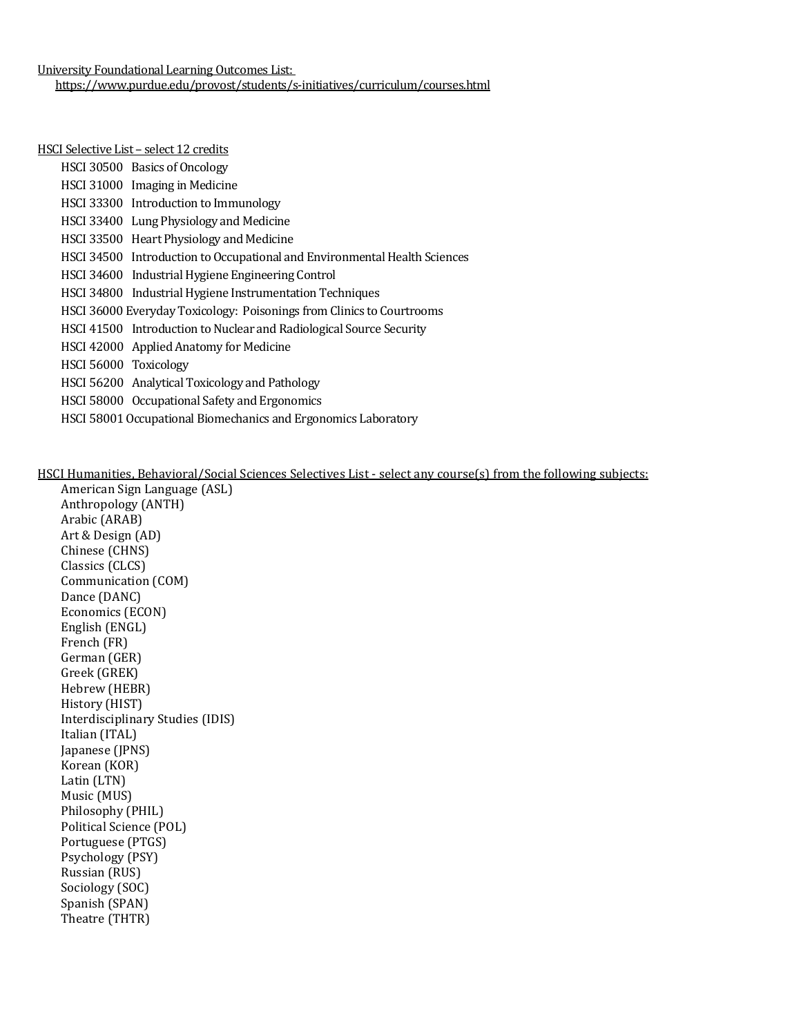University Foundational Learning Outcomes List:
https://www.purdue.edu/provost/students/s-initiatives/curriculum/courses.html

HSCI Selective List – select 12 credits

- HSCI 30500 Basics of Oncology
- HSCI 31000 Imaging in Medicine
- HSCI 33300 Introduction to Immunology
- HSCI 33400 Lung Physiology and Medicine
- HSCI 33500 Heart Physiology and Medicine
- HSCI 34500 Introduction to Occupational and Environmental Health Sciences
- HSCI 34600 Industrial Hygiene Engineering Control
- HSCI 34800 Industrial Hygiene Instrumentation Techniques
- HSCI 36000 Everyday Toxicology: Poisonings from Clinics to Courtrooms
- HSCI 41500 Introduction to Nuclear and Radiological Source Security
- HSCI 42000 Applied Anatomy for Medicine
- HSCI 56000 Toxicology
- HSCI 56200 Analytical Toxicology and Pathology
- HSCI 58000 Occupational Safety and Ergonomics
- HSCI 58001 Occupational Biomechanics and Ergonomics Laboratory

HSCI Humanities, Behavioral/Social Sciences Selectives List - select any course(s) from the following subjects:

- American Sign Language (ASL)
- Anthropology (ANTH)
- Arabic (ARAB)
- Art & Design (AD)
- Chinese (CHNS)
- Classics (CLCS)
- Communication (COM)
- Dance (DANC)
- Economics (ECON)
- English (ENGL)
- French (FR)
- German (GER)
- Greek (GREK)
- Hebrew (HEBR)
- History (HIST)
- Interdisciplinary Studies (IDIS)
- Italian (ITAL)
- Japanese (JPNS)
- Korean (KOR)
- Latin (LTN)
- Music (MUS)
- Philosophy (PHIL)
- Political Science (POL)
- Portuguese (PTGS)
- Psychology (PSY)
- Russian (RUS)
- Sociology (SOC)
- Spanish (SPAN)
- Theatre (THTR)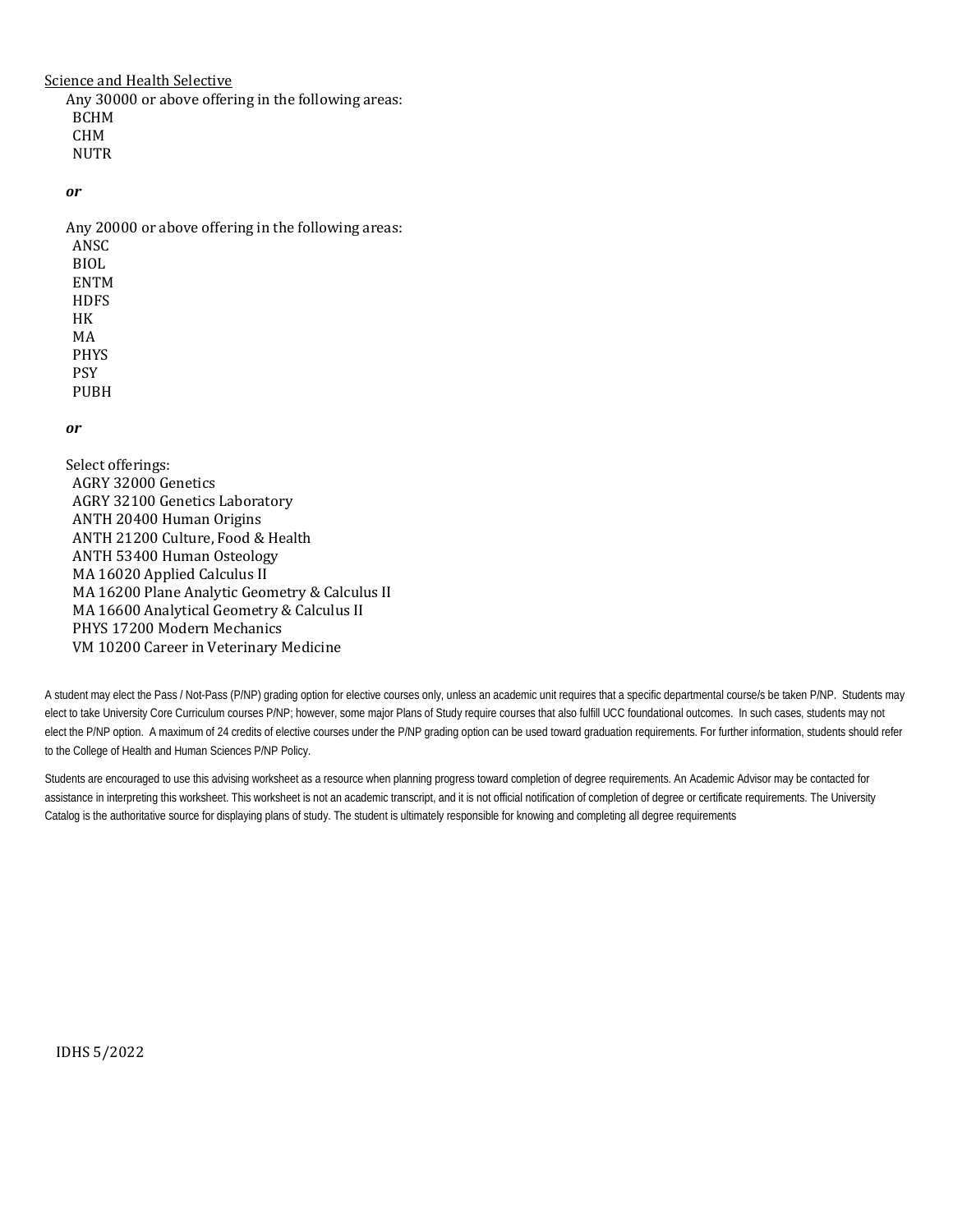Science and Health Selective

Any 30000 or above offering in the following areas:

- BCHM
- CHM
- NUTR

***or***

Any 20000 or above offering in the following areas:

- ANSC
- BIOL
- ENTM
- HDFS
- HK
- MA
- PHYS
- PSY
- PUBH

***or***

Select offerings:

- AGRY 32000 Genetics
- AGRY 32100 Genetics Laboratory
- ANTH 20400 Human Origins
- ANTH 21200 Culture, Food & Health
- ANTH 53400 Human Osteology
- MA 16020 Applied Calculus II
- MA 16200 Plane Analytic Geometry & Calculus II
- MA 16600 Analytical Geometry & Calculus II
- PHYS 17200 Modern Mechanics
- VM 10200 Career in Veterinary Medicine

A student may elect the Pass / Not-Pass (P/NP) grading option for elective courses only, unless an academic unit requires that a specific departmental course/s be taken P/NP. Students may elect to take University Core Curriculum courses P/NP; however, some major Plans of Study require courses that also fulfill UCC foundational outcomes. In such cases, students may not elect the P/NP option. A maximum of 24 credits of elective courses under the P/NP grading option can be used toward graduation requirements. For further information, students should refer to the College of Health and Human Sciences P/NP Policy.

Students are encouraged to use this advising worksheet as a resource when planning progress toward completion of degree requirements. An Academic Advisor may be contacted for assistance in interpreting this worksheet. This worksheet is not an academic transcript, and it is not official notification of completion of degree or certificate requirements. The University Catalog is the authoritative source for displaying plans of study. The student is ultimately responsible for knowing and completing all degree requirements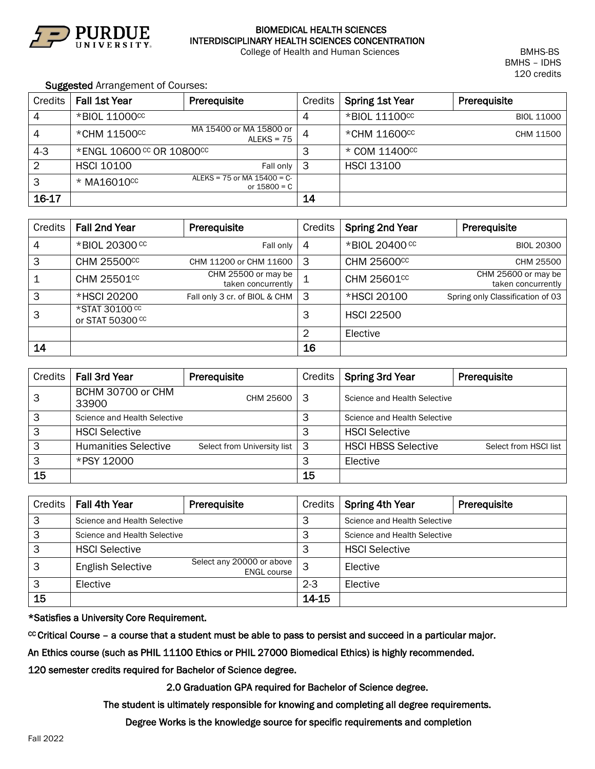# BIOMEDICAL HEALTH SCIENCES
## INTERDISCIPLINARY HEALTH SCIENCES CONCENTRATION

College of Health and Human Sciences

BMHS-BS
BMHS – IDHS
120 credits

**Suggested** Arrangement of Courses:

| Credits | Fall 1st Year | Prerequisite | Credits | Spring 1st Year | Prerequisite |
|---|---|---|---|---|---|
| 4 | *BIOL 11000[CC] | | 4 | *BIOL 11100[CC] | BIOL 11000 |
| 4 | *CHM 11500[CC] | MA 15400 or MA 15800 or ALEKS = 75 | 4 | *CHM 11600[CC] | CHM 11500 |
| 4-3 | *ENGL 10600 [CC] OR 10800[CC] | | 3 | * COM 11400[CC] | |
| 2 | HSCI 10100 | Fall only | 3 | HSCI 13100 | |
| 3 | * MA16010[CC] | ALEKS = 75 or MA 15400 = C- or 15800 = C | | | |
| **16-17** | | | **14** | | |

| Credits | Fall 2nd Year | Prerequisite | Credits | Spring 2nd Year | Prerequisite |
|---|---|---|---|---|---|
| 4 | *BIOL 20300 [CC] | Fall only | 4 | *BIOL 20400 [CC] | BIOL 20300 |
| 3 | CHM 25500[CC] | CHM 11200 or CHM 11600 | 3 | CHM 25600[CC] | CHM 25500 |
| 1 | CHM 25501[CC] | CHM 25500 or may be taken concurrently | 1 | CHM 25601[CC] | CHM 25600 or may be taken concurrently |
| 3 | *HSCI 20200 | Fall only 3 cr. of BIOL & CHM | 3 | *HSCI 20100 | Spring only Classification of 03 |
| 3 | *STAT 30100 [CC] or STAT 50300 [CC] | | 3 | HSCI 22500 | |
| | | | 2 | Elective | |
| **14** | | | **16** | | |

| Credits | Fall 3rd Year | Prerequisite | Credits | Spring 3rd Year | Prerequisite |
|---|---|---|---|---|---|
| 3 | BCHM 30700 or CHM 33900 | CHM 25600 | 3 | Science and Health Selective | |
| 3 | Science and Health Selective | | 3 | Science and Health Selective | |
| 3 | HSCI Selective | | 3 | HSCI Selective | |
| 3 | Humanities Selective | Select from University list | 3 | HSCI HBSS Selective | Select from HSCI list |
| 3 | *PSY 12000 | | 3 | Elective | |
| **15** | | | **15** | | |

| Credits | Fall 4th Year | Prerequisite | Credits | Spring 4th Year | Prerequisite |
|---|---|---|---|---|---|
| 3 | Science and Health Selective | | 3 | Science and Health Selective | |
| 3 | Science and Health Selective | | 3 | Science and Health Selective | |
| 3 | HSCI Selective | | 3 | HSCI Selective | |
| 3 | English Selective | Select any 20000 or above ENGL course | 3 | Elective | |
| 3 | Elective | | 2-3 | Elective | |
| **15** | | | **14-15** | | |

***Satisfies a University Core Requirement.**

**[CC] Critical Course – a course that a student must be able to pass to persist and succeed in a particular major.**

**An Ethics course (such as PHIL 11100 Ethics or PHIL 27000 Biomedical Ethics) is highly recommended.**

**120 semester credits required for Bachelor of Science degree.**

**2.0 Graduation GPA required for Bachelor of Science degree.**

**The student is ultimately responsible for knowing and completing all degree requirements.**

**Degree Works is the knowledge source for specific requirements and completion**

Fall 2022